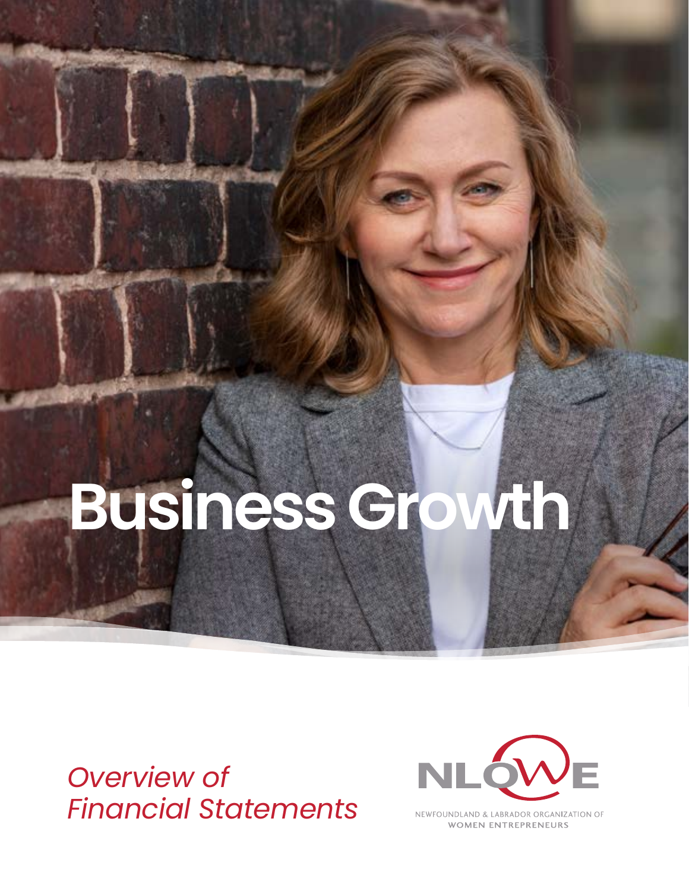# Business Growth

*Overview of Financial Statements*

NLOWE

NEWFOUNDLAND & LABRADOR ORGANIZATION OF WOMEN ENTREPRENEURS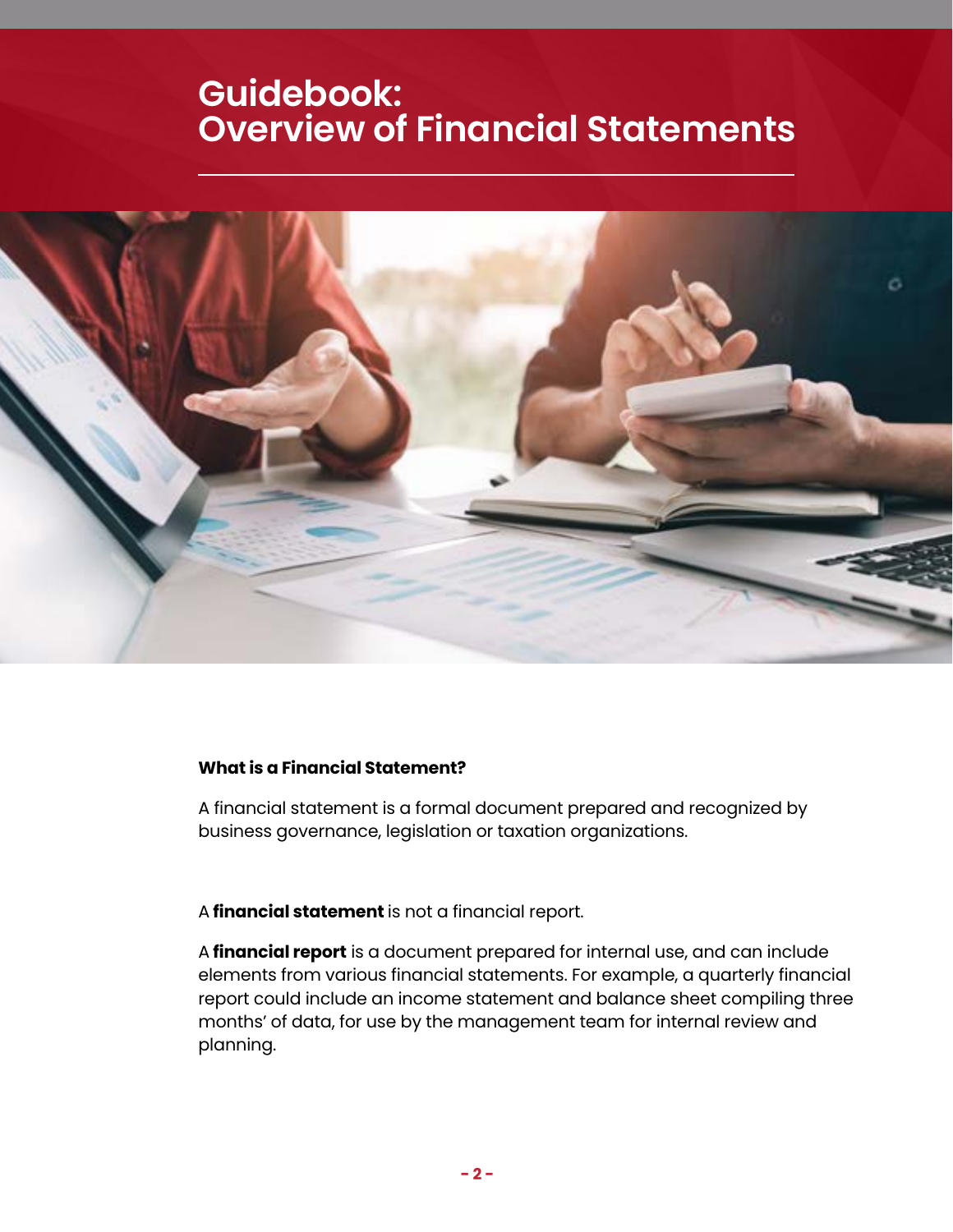# Guidebook: Overview of Financial Statements

**What is a Financial Statement?**

A financial statement is a formal document prepared and recognized by business governance, legislation or taxation organizations.

A **financial statement** is not a financial report.

A **financial report** is a document prepared for internal use, and can include elements from various financial statements. For example, a quarterly financial report could include an income statement and balance sheet compiling three months' of data, for use by the management team for internal review and planning.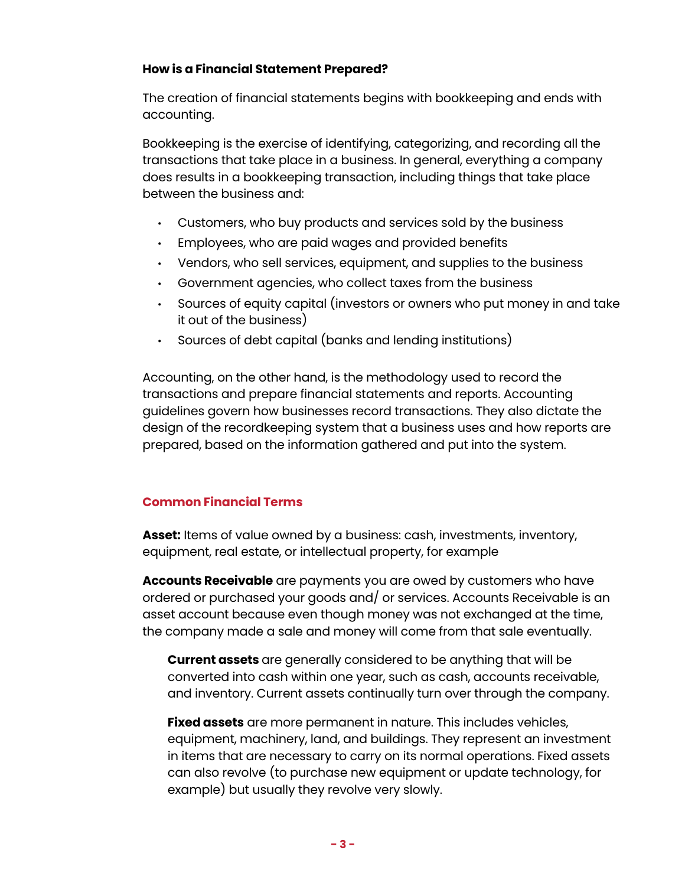### How is a Financial Statement Prepared?

The creation of financial statements begins with bookkeeping and ends with accounting.

Bookkeeping is the exercise of identifying, categorizing, and recording all the transactions that take place in a business. In general, everything a company does results in a bookkeeping transaction, including things that take place between the business and:

- Customers, who buy products and services sold by the business
- Employees, who are paid wages and provided benefits
- Vendors, who sell services, equipment, and supplies to the business
- Government agencies, who collect taxes from the business
- Sources of equity capital (investors or owners who put money in and take it out of the business)
- Sources of debt capital (banks and lending institutions)

Accounting, on the other hand, is the methodology used to record the transactions and prepare financial statements and reports. Accounting guidelines govern how businesses record transactions. They also dictate the design of the recordkeeping system that a business uses and how reports are prepared, based on the information gathered and put into the system.

## Common Financial Terms

**Asset:** Items of value owned by a business: cash, investments, inventory, equipment, real estate, or intellectual property, for example

**Accounts Receivable** are payments you are owed by customers who have ordered or purchased your goods and/ or services. Accounts Receivable is an asset account because even though money was not exchanged at the time, the company made a sale and money will come from that sale eventually.

> **Current assets** are generally considered to be anything that will be converted into cash within one year, such as cash, accounts receivable, and inventory. Current assets continually turn over through the company.
>
> **Fixed assets** are more permanent in nature. This includes vehicles, equipment, machinery, land, and buildings. They represent an investment in items that are necessary to carry on its normal operations. Fixed assets can also revolve (to purchase new equipment or update technology, for example) but usually they revolve very slowly.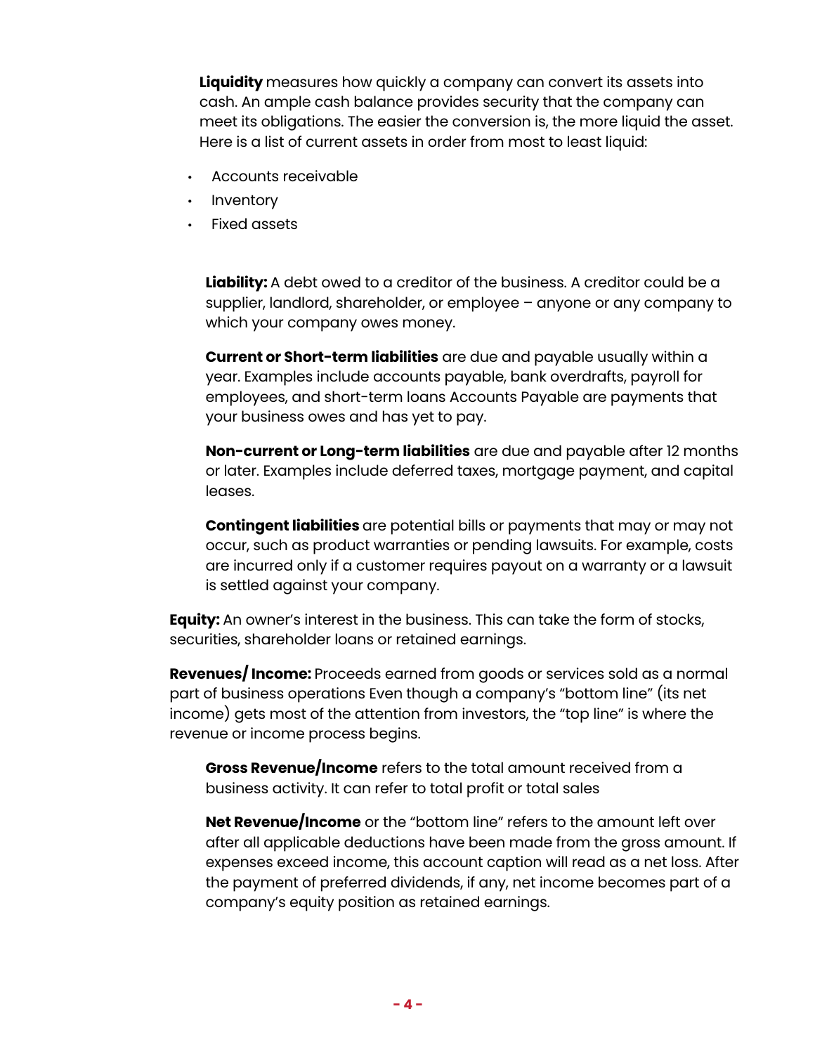**Liquidity** measures how quickly a company can convert its assets into cash. An ample cash balance provides security that the company can meet its obligations. The easier the conversion is, the more liquid the asset. Here is a list of current assets in order from most to least liquid:

- Accounts receivable
- Inventory
- Fixed assets

**Liability:** A debt owed to a creditor of the business. A creditor could be a supplier, landlord, shareholder, or employee – anyone or any company to which your company owes money.

**Current or Short-term liabilities** are due and payable usually within a year. Examples include accounts payable, bank overdrafts, payroll for employees, and short-term loans Accounts Payable are payments that your business owes and has yet to pay.

**Non-current or Long-term liabilities** are due and payable after 12 months or later. Examples include deferred taxes, mortgage payment, and capital leases.

**Contingent liabilities** are potential bills or payments that may or may not occur, such as product warranties or pending lawsuits. For example, costs are incurred only if a customer requires payout on a warranty or a lawsuit is settled against your company.

**Equity:** An owner's interest in the business. This can take the form of stocks, securities, shareholder loans or retained earnings.

**Revenues/ Income:** Proceeds earned from goods or services sold as a normal part of business operations Even though a company's "bottom line" (its net income) gets most of the attention from investors, the "top line" is where the revenue or income process begins.

**Gross Revenue/Income** refers to the total amount received from a business activity. It can refer to total profit or total sales

**Net Revenue/Income** or the "bottom line" refers to the amount left over after all applicable deductions have been made from the gross amount. If expenses exceed income, this account caption will read as a net loss. After the payment of preferred dividends, if any, net income becomes part of a company's equity position as retained earnings.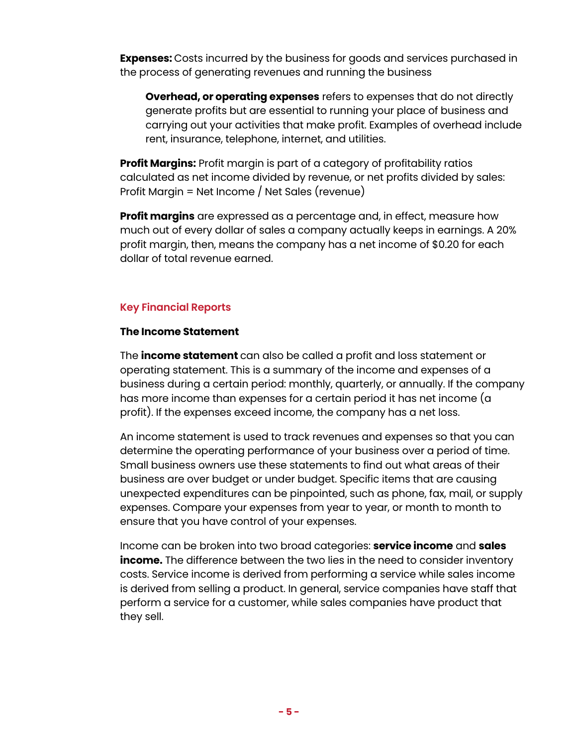**Expenses:** Costs incurred by the business for goods and services purchased in the process of generating revenues and running the business

> **Overhead, or operating expenses** refers to expenses that do not directly generate profits but are essential to running your place of business and carrying out your activities that make profit. Examples of overhead include rent, insurance, telephone, internet, and utilities.

**Profit Margins:** Profit margin is part of a category of profitability ratios calculated as net income divided by revenue, or net profits divided by sales: Profit Margin = Net Income / Net Sales (revenue)

**Profit margins** are expressed as a percentage and, in effect, measure how much out of every dollar of sales a company actually keeps in earnings. A 20% profit margin, then, means the company has a net income of $0.20 for each dollar of total revenue earned.

## Key Financial Reports

### The Income Statement

The **income statement** can also be called a profit and loss statement or operating statement. This is a summary of the income and expenses of a business during a certain period: monthly, quarterly, or annually. If the company has more income than expenses for a certain period it has net income (a profit). If the expenses exceed income, the company has a net loss.

An income statement is used to track revenues and expenses so that you can determine the operating performance of your business over a period of time. Small business owners use these statements to find out what areas of their business are over budget or under budget. Specific items that are causing unexpected expenditures can be pinpointed, such as phone, fax, mail, or supply expenses. Compare your expenses from year to year, or month to month to ensure that you have control of your expenses.

Income can be broken into two broad categories: **service income** and **sales income.** The difference between the two lies in the need to consider inventory costs. Service income is derived from performing a service while sales income is derived from selling a product. In general, service companies have staff that perform a service for a customer, while sales companies have product that they sell.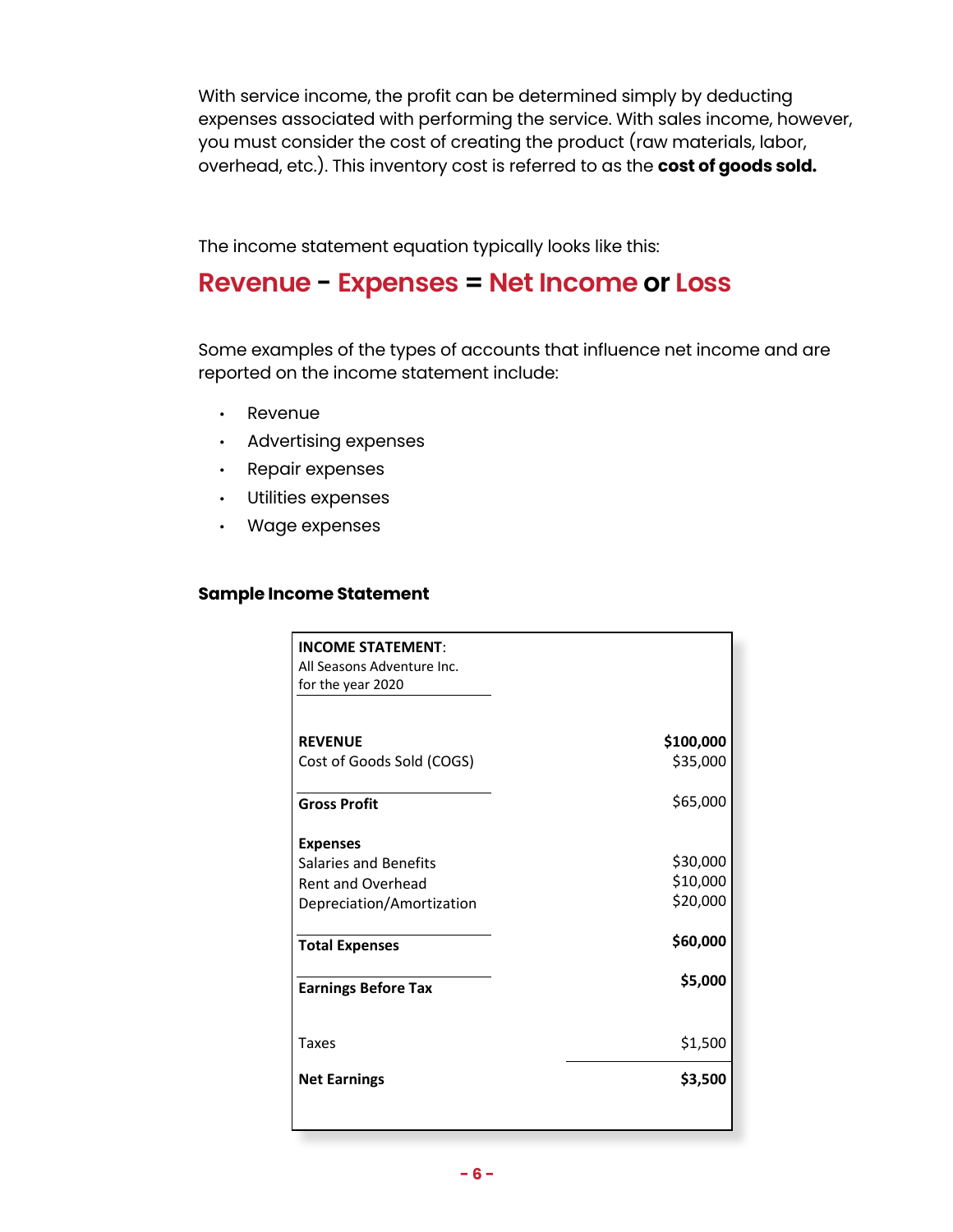With service income, the profit can be determined simply by deducting expenses associated with performing the service. With sales income, however, you must consider the cost of creating the product (raw materials, labor, overhead, etc.). This inventory cost is referred to as the **cost of goods sold.**

The income statement equation typically looks like this:

**Revenue - Expenses = Net Income or Loss**

Some examples of the types of accounts that influence net income and are reported on the income statement include:

- Revenue
- Advertising expenses
- Repair expenses
- Utilities expenses
- Wage expenses

**Sample Income Statement**

| **INCOME STATEMENT**: All Seasons Adventure Inc. for the year 2020 | |
|---|---|
| **REVENUE** | **$100,000** |
| Cost of Goods Sold (COGS) | $35,000 |
| **Gross Profit** | $65,000 |
| **Expenses** | |
| Salaries and Benefits | $30,000 |
| Rent and Overhead | $10,000 |
| Depreciation/Amortization | $20,000 |
| **Total Expenses** | **$60,000** |
| **Earnings Before Tax** | **$5,000** |
| Taxes | $1,500 |
| **Net Earnings** | **$3,500** |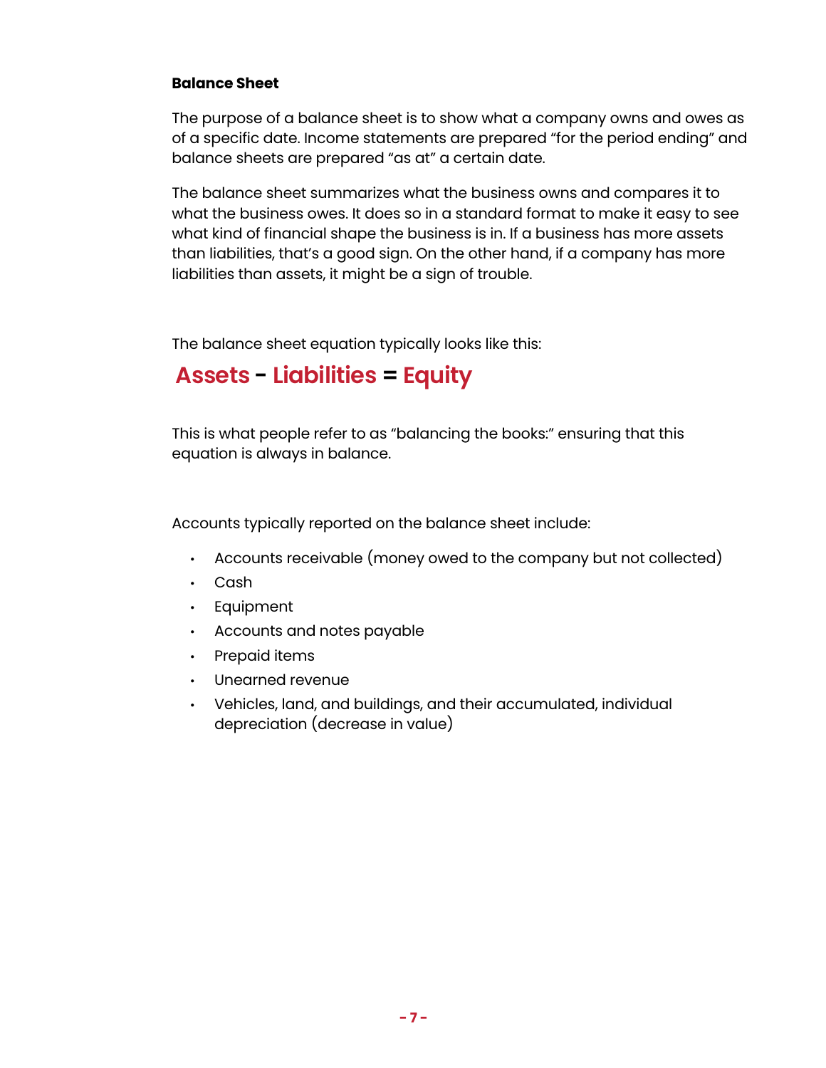**Balance Sheet**

The purpose of a balance sheet is to show what a company owns and owes as of a specific date. Income statements are prepared "for the period ending" and balance sheets are prepared "as at" a certain date.

The balance sheet summarizes what the business owns and compares it to what the business owes. It does so in a standard format to make it easy to see what kind of financial shape the business is in. If a business has more assets than liabilities, that's a good sign. On the other hand, if a company has more liabilities than assets, it might be a sign of trouble.

The balance sheet equation typically looks like this:

**Assets - Liabilities = Equity**

This is what people refer to as "balancing the books:" ensuring that this equation is always in balance.

Accounts typically reported on the balance sheet include:

- Accounts receivable (money owed to the company but not collected)
- Cash
- Equipment
- Accounts and notes payable
- Prepaid items
- Unearned revenue
- Vehicles, land, and buildings, and their accumulated, individual depreciation (decrease in value)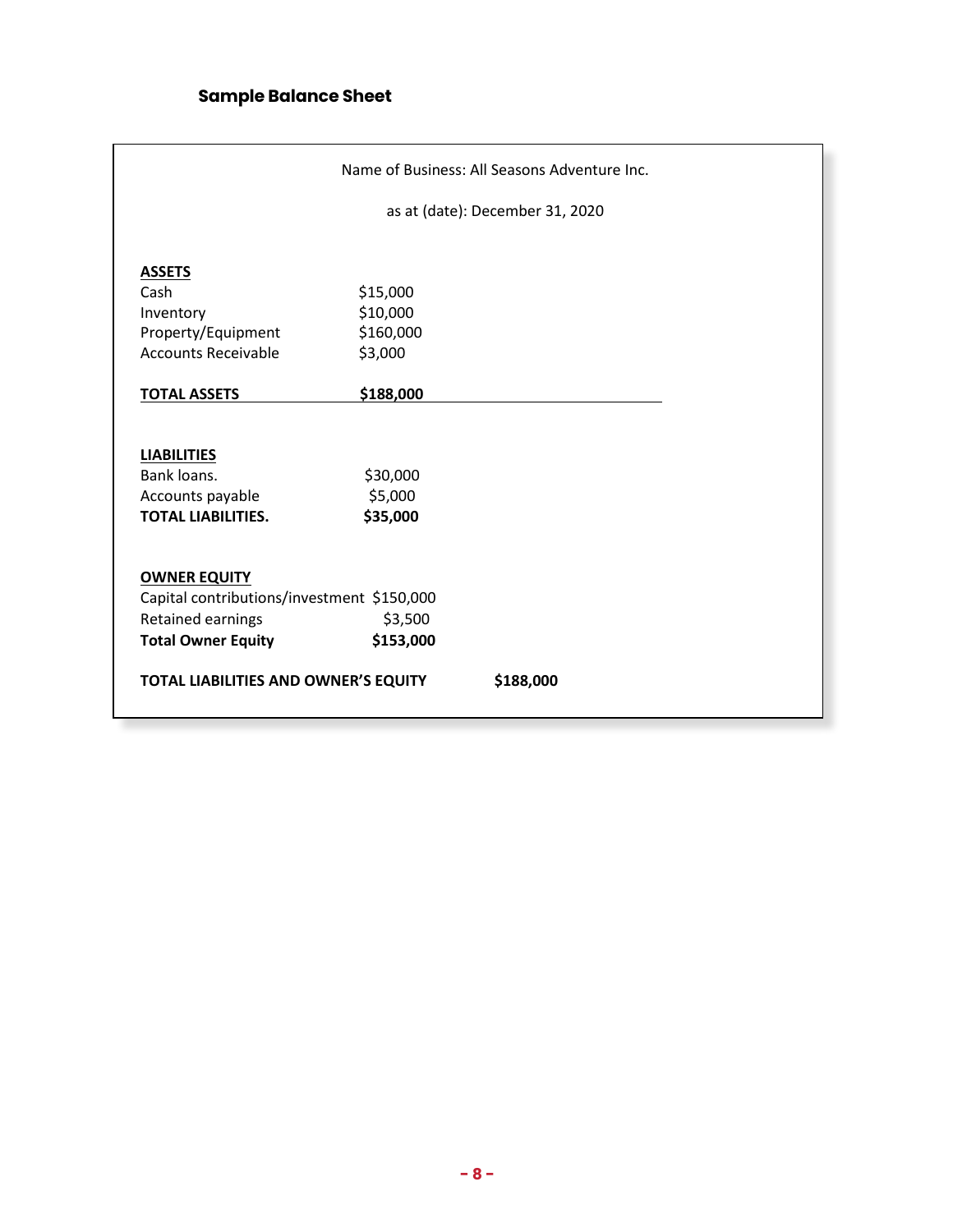## Sample Balance Sheet

Name of Business: All Seasons Adventure Inc.

as at (date): December 31, 2020

**ASSETS**

| | |
|---|---|
| Cash | $15,000 |
| Inventory | $10,000 |
| Property/Equipment | $160,000 |
| Accounts Receivable | $3,000 |
| **TOTAL ASSETS** | **$188,000** |

**LIABILITIES**

| | |
|---|---|
| Bank loans. | $30,000 |
| Accounts payable | $5,000 |
| **TOTAL LIABILITIES.** | **$35,000** |

**OWNER EQUITY**

| | |
|---|---|
| Capital contributions/investment | $150,000 |
| Retained earnings | $3,500 |
| **Total Owner Equity** | **$153,000** |

**TOTAL LIABILITIES AND OWNER'S EQUITY** **$188,000**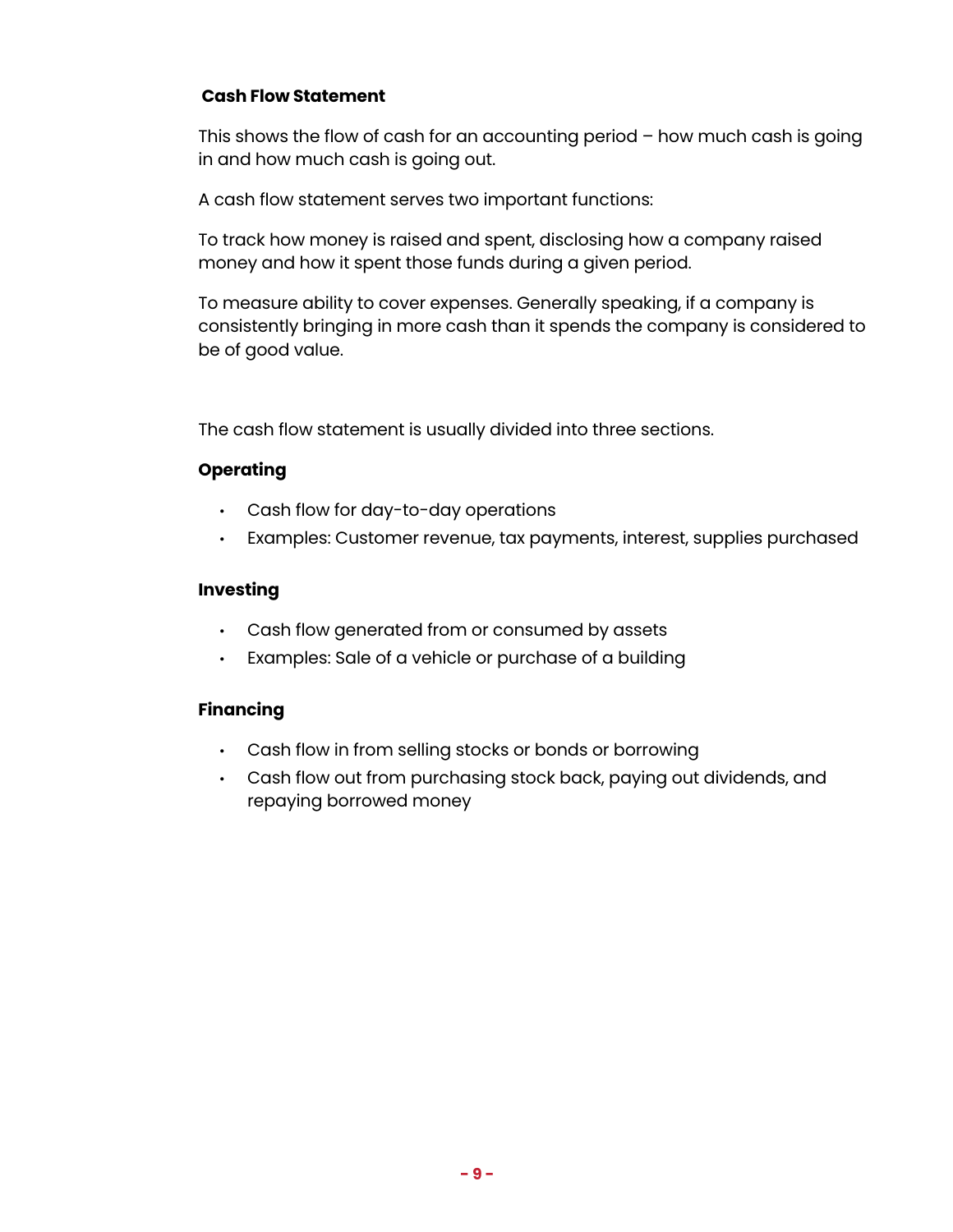## Cash Flow Statement

This shows the flow of cash for an accounting period – how much cash is going in and how much cash is going out.

A cash flow statement serves two important functions:

To track how money is raised and spent, disclosing how a company raised money and how it spent those funds during a given period.

To measure ability to cover expenses. Generally speaking, if a company is consistently bringing in more cash than it spends the company is considered to be of good value.

The cash flow statement is usually divided into three sections.

### Operating

- Cash flow for day-to-day operations
- Examples: Customer revenue, tax payments, interest, supplies purchased

### Investing

- Cash flow generated from or consumed by assets
- Examples: Sale of a vehicle or purchase of a building

### Financing

- Cash flow in from selling stocks or bonds or borrowing
- Cash flow out from purchasing stock back, paying out dividends, and repaying borrowed money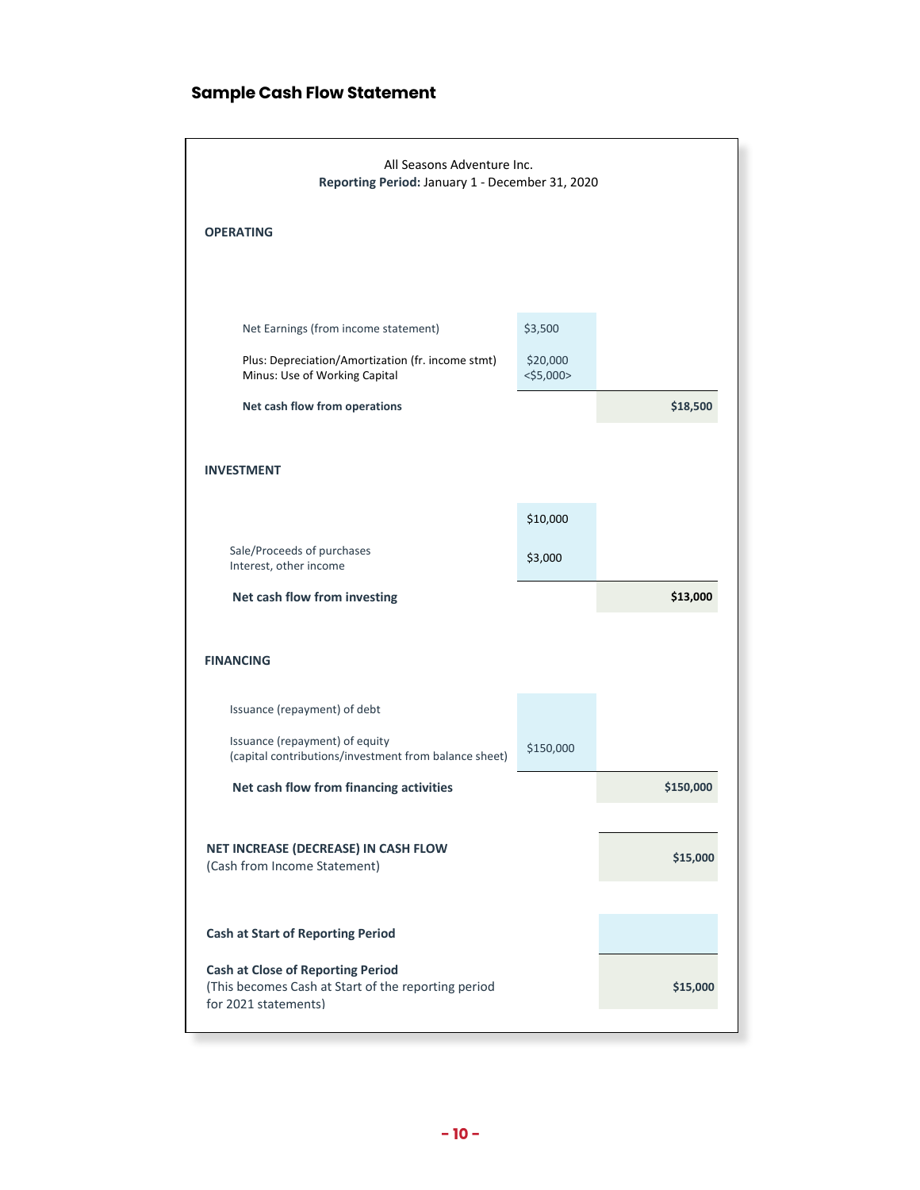## Sample Cash Flow Statement

All Seasons Adventure Inc.
**Reporting Period:** January 1 - December 31, 2020

| | | |
|---|---|---|
| **OPERATING** | | |
| Net Earnings (from income statement) | $3,500 | |
| Plus: Depreciation/Amortization (fr. income stmt) | $20,000 | |
| Minus: Use of Working Capital | <$5,000> | |
| **Net cash flow from operations** | | **$18,500** |
| **INVESTMENT** | | |
| Sale/Proceeds of purchases | $10,000 | |
| Interest, other income | $3,000 | |
| **Net cash flow from investing** | | **$13,000** |
| **FINANCING** | | |
| Issuance (repayment) of debt | | |
| Issuance (repayment) of equity (capital contributions/investment from balance sheet) | $150,000 | |
| **Net cash flow from financing activities** | | **$150,000** |
| **NET INCREASE (DECREASE) IN CASH FLOW** (Cash from Income Statement) | | **$15,000** |
| **Cash at Start of Reporting Period** | | |
| **Cash at Close of Reporting Period** (This becomes Cash at Start of the reporting period for 2021 statements) | | **$15,000** |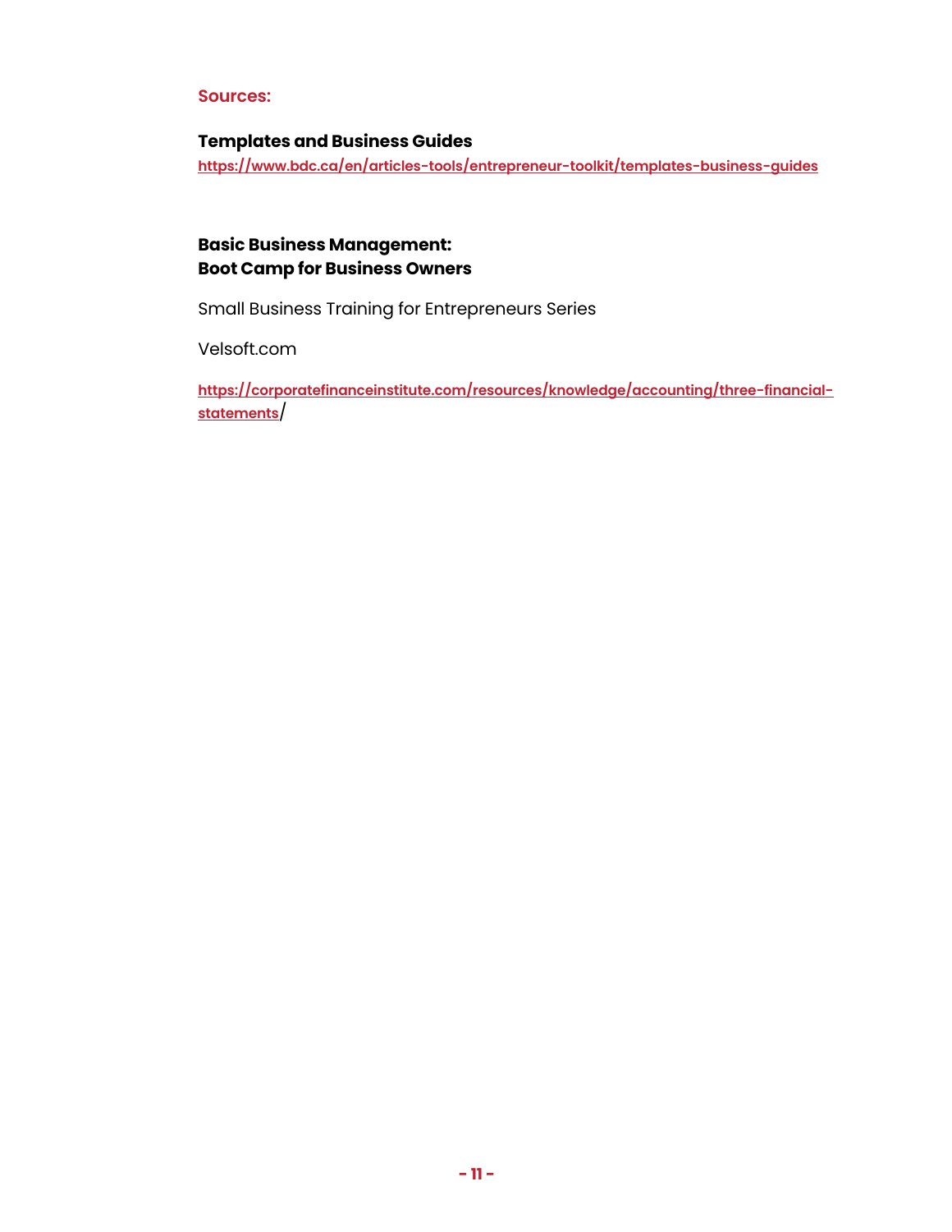## Sources:

**Templates and Business Guides**

https://www.bdc.ca/en/articles-tools/entrepreneur-toolkit/templates-business-guides

**Basic Business Management:**
**Boot Camp for Business Owners**

Small Business Training for Entrepreneurs Series

Velsoft.com

https://corporatefinanceinstitute.com/resources/knowledge/accounting/three-financial-statements/